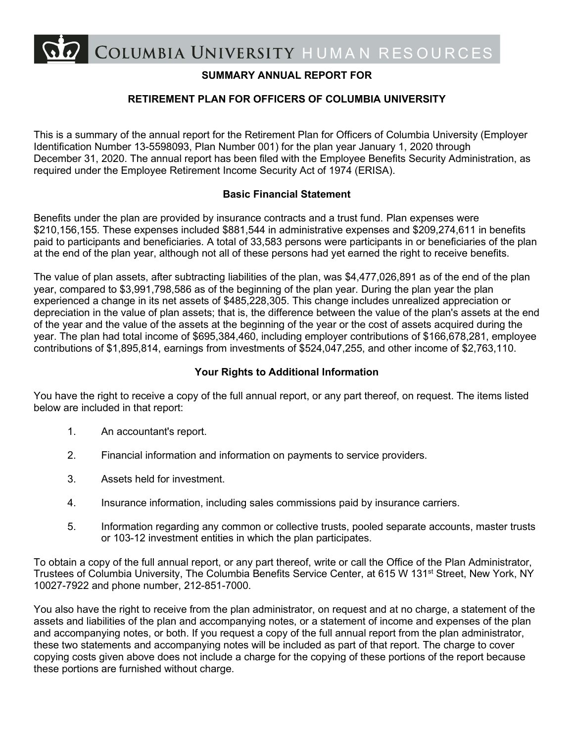COLUMBIA UNIVERSITY HUMAN RESOURCES

## SUMMARY ANNUAL REPORT FOR

## RETIREMENT PLAN FOR OFFICERS OF COLUMBIA UNIVERSITY

This is a summary of the annual report for the Retirement Plan for Officers of Columbia University (Employer Identification Number 13-5598093, Plan Number 001) for the plan year January 1, 2020 through December 31, 2020. The annual report has been filed with the Employee Benefits Security Administration, as required under the Employee Retirement Income Security Act of 1974 (ERISA).

### Basic Financial Statement

Benefits under the plan are provided by insurance contracts and a trust fund. Plan expenses were $210,156,155. These expenses included $881,544 in administrative expenses and $209,274,611 in benefits paid to participants and beneficiaries. A total of 33,583 persons were participants in or beneficiaries of the plan at the end of the plan year, although not all of these persons had yet earned the right to receive benefits.

The value of plan assets, after subtracting liabilities of the plan, was $4,477,026,891 as of the end of the plan year, compared to $3,991,798,586 as of the beginning of the plan year. During the plan year the plan experienced a change in its net assets of $485,228,305. This change includes unrealized appreciation or depreciation in the value of plan assets; that is, the difference between the value of the plan's assets at the end of the year and the value of the assets at the beginning of the year or the cost of assets acquired during the year. The plan had total income of $695,384,460, including employer contributions of $166,678,281, employee contributions of $1,895,814, earnings from investments of $524,047,255, and other income of $2,763,110.

### Your Rights to Additional Information

You have the right to receive a copy of the full annual report, or any part thereof, on request. The items listed below are included in that report:

1. An accountant's report.
2. Financial information and information on payments to service providers.
3. Assets held for investment.
4. Insurance information, including sales commissions paid by insurance carriers.
5. Information regarding any common or collective trusts, pooled separate accounts, master trusts or 103-12 investment entities in which the plan participates.

To obtain a copy of the full annual report, or any part thereof, write or call the Office of the Plan Administrator, Trustees of Columbia University, The Columbia Benefits Service Center, at 615 W 131st Street, New York, NY 10027-7922 and phone number, 212-851-7000.

You also have the right to receive from the plan administrator, on request and at no charge, a statement of the assets and liabilities of the plan and accompanying notes, or a statement of income and expenses of the plan and accompanying notes, or both. If you request a copy of the full annual report from the plan administrator, these two statements and accompanying notes will be included as part of that report. The charge to cover copying costs given above does not include a charge for the copying of these portions of the report because these portions are furnished without charge.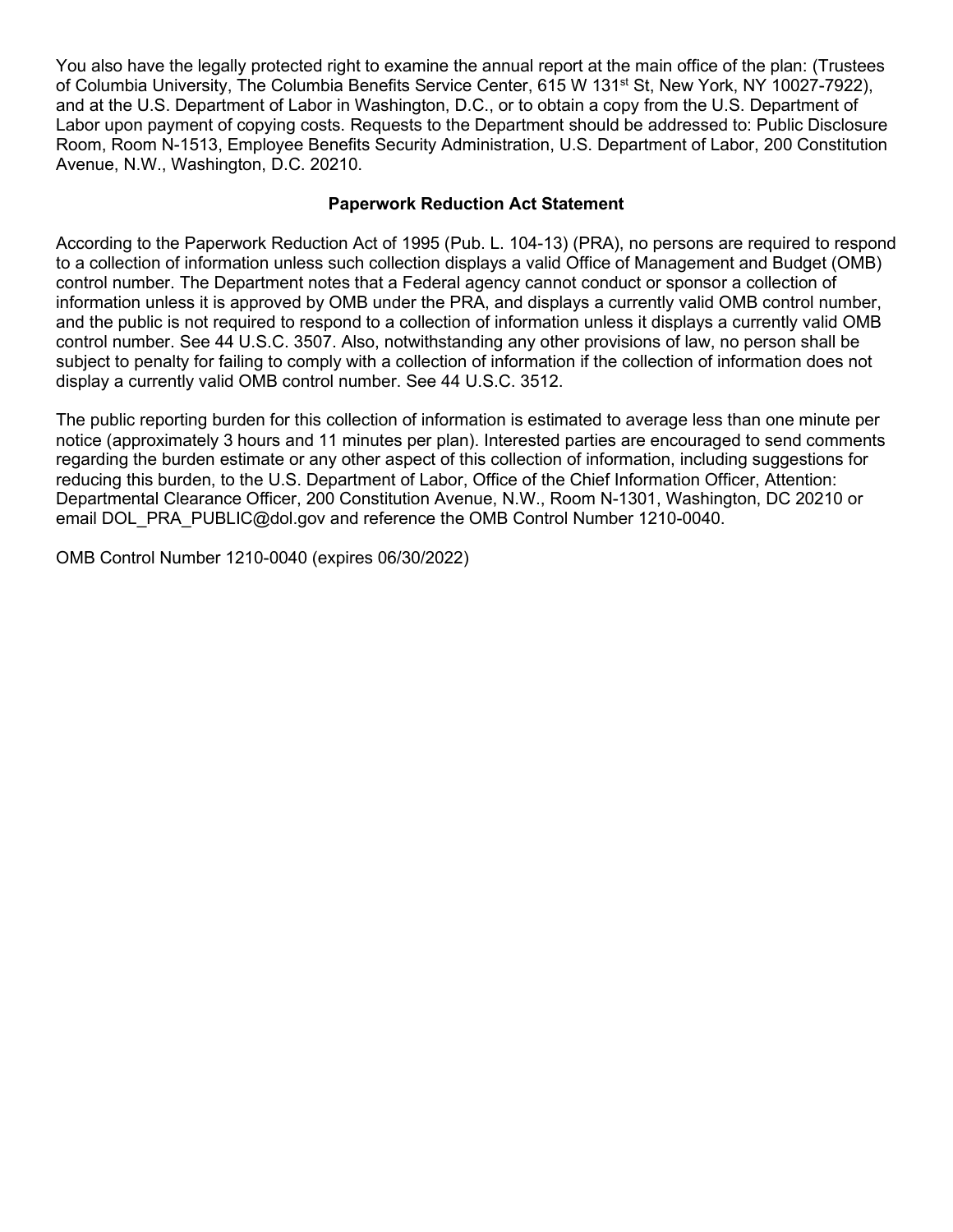You also have the legally protected right to examine the annual report at the main office of the plan: (Trustees of Columbia University, The Columbia Benefits Service Center, 615 W 131st St, New York, NY 10027-7922), and at the U.S. Department of Labor in Washington, D.C., or to obtain a copy from the U.S. Department of Labor upon payment of copying costs. Requests to the Department should be addressed to: Public Disclosure Room, Room N-1513, Employee Benefits Security Administration, U.S. Department of Labor, 200 Constitution Avenue, N.W., Washington, D.C. 20210.

**Paperwork Reduction Act Statement**

According to the Paperwork Reduction Act of 1995 (Pub. L. 104-13) (PRA), no persons are required to respond to a collection of information unless such collection displays a valid Office of Management and Budget (OMB) control number. The Department notes that a Federal agency cannot conduct or sponsor a collection of information unless it is approved by OMB under the PRA, and displays a currently valid OMB control number, and the public is not required to respond to a collection of information unless it displays a currently valid OMB control number. See 44 U.S.C. 3507. Also, notwithstanding any other provisions of law, no person shall be subject to penalty for failing to comply with a collection of information if the collection of information does not display a currently valid OMB control number. See 44 U.S.C. 3512.

The public reporting burden for this collection of information is estimated to average less than one minute per notice (approximately 3 hours and 11 minutes per plan). Interested parties are encouraged to send comments regarding the burden estimate or any other aspect of this collection of information, including suggestions for reducing this burden, to the U.S. Department of Labor, Office of the Chief Information Officer, Attention: Departmental Clearance Officer, 200 Constitution Avenue, N.W., Room N-1301, Washington, DC 20210 or email DOL_PRA_PUBLIC@dol.gov and reference the OMB Control Number 1210-0040.

OMB Control Number 1210-0040 (expires 06/30/2022)